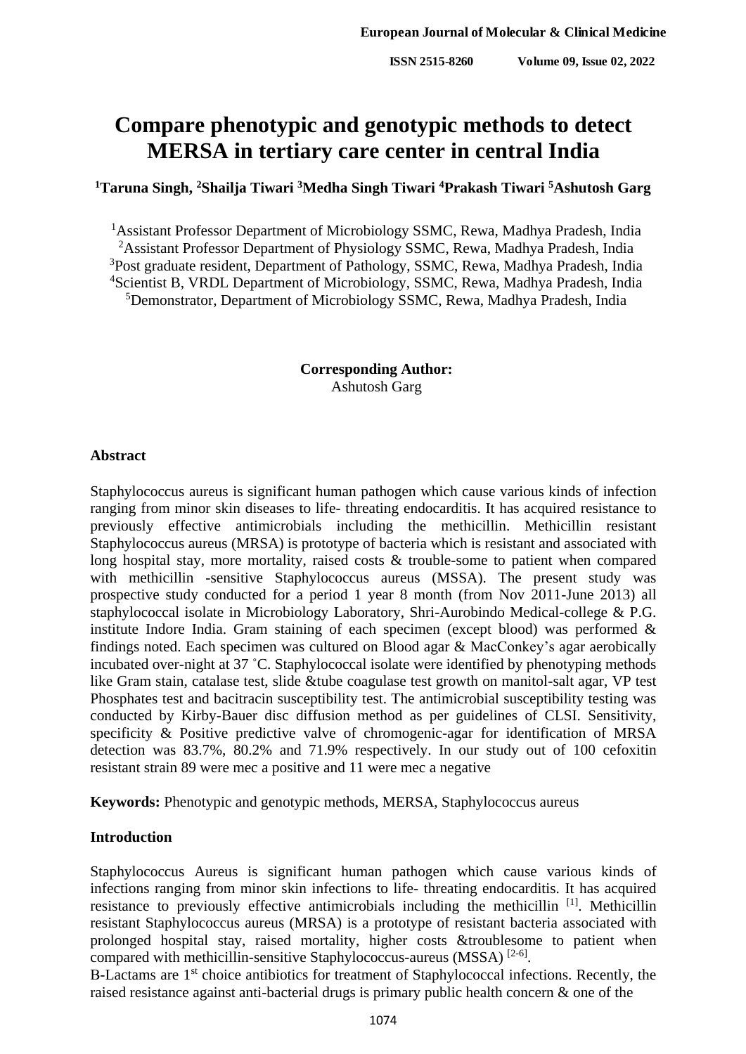# Compare phenotypic and genotypic methods to detect MERSA in tertiary care center in central India

**[1]Taruna Singh, [2]Shailja Tiwari [3]Medha Singh Tiwari [4]Prakash Tiwari [5]Ashutosh Garg**

[1]Assistant Professor Department of Microbiology SSMC, Rewa, Madhya Pradesh, India
[2]Assistant Professor Department of Physiology SSMC, Rewa, Madhya Pradesh, India
[3]Post graduate resident, Department of Pathology, SSMC, Rewa, Madhya Pradesh, India
[4]Scientist B, VRDL Department of Microbiology, SSMC, Rewa, Madhya Pradesh, India
[5]Demonstrator, Department of Microbiology SSMC, Rewa, Madhya Pradesh, India

**Corresponding Author:**
Ashutosh Garg

## Abstract

Staphylococcus aureus is significant human pathogen which cause various kinds of infection ranging from minor skin diseases to life- threating endocarditis. It has acquired resistance to previously effective antimicrobials including the methicillin. Methicillin resistant Staphylococcus aureus (MRSA) is prototype of bacteria which is resistant and associated with long hospital stay, more mortality, raised costs & trouble-some to patient when compared with methicillin -sensitive Staphylococcus aureus (MSSA). The present study was prospective study conducted for a period 1 year 8 month (from Nov 2011-June 2013) all staphylococcal isolate in Microbiology Laboratory, Shri-Aurobindo Medical-college & P.G. institute Indore India. Gram staining of each specimen (except blood) was performed & findings noted. Each specimen was cultured on Blood agar & MacConkey's agar aerobically incubated over-night at 37 ˚C. Staphylococcal isolate were identified by phenotyping methods like Gram stain, catalase test, slide &tube coagulase test growth on manitol-salt agar, VP test Phosphates test and bacitracin susceptibility test. The antimicrobial susceptibility testing was conducted by Kirby-Bauer disc diffusion method as per guidelines of CLSI. Sensitivity, specificity & Positive predictive valve of chromogenic-agar for identification of MRSA detection was 83.7%, 80.2% and 71.9% respectively. In our study out of 100 cefoxitin resistant strain 89 were mec a positive and 11 were mec a negative

**Keywords:** Phenotypic and genotypic methods, MERSA, Staphylococcus aureus

## Introduction

Staphylococcus Aureus is significant human pathogen which cause various kinds of infections ranging from minor skin infections to life- threating endocarditis. It has acquired resistance to previously effective antimicrobials including the methicillin [1]. Methicillin resistant Staphylococcus aureus (MRSA) is a prototype of resistant bacteria associated with prolonged hospital stay, raised mortality, higher costs &troublesome to patient when compared with methicillin-sensitive Staphylococcus-aureus (MSSA) [2-6].

B-Lactams are 1st choice antibiotics for treatment of Staphylococcal infections. Recently, the raised resistance against anti-bacterial drugs is primary public health concern & one of the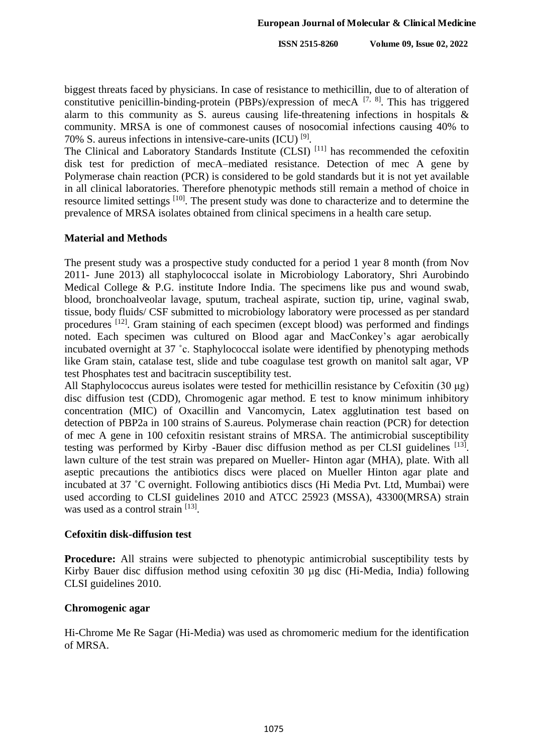biggest threats faced by physicians. In case of resistance to methicillin, due to of alteration of constitutive penicillin-binding-protein (PBPs)/expression of mecA [7, 8]. This has triggered alarm to this community as S. aureus causing life-threatening infections in hospitals & community. MRSA is one of commonest causes of nosocomial infections causing 40% to 70% S. aureus infections in intensive-care-units (ICU) [9].

The Clinical and Laboratory Standards Institute (CLSI) [11] has recommended the cefoxitin disk test for prediction of mecA–mediated resistance. Detection of mec A gene by Polymerase chain reaction (PCR) is considered to be gold standards but it is not yet available in all clinical laboratories. Therefore phenotypic methods still remain a method of choice in resource limited settings [10]. The present study was done to characterize and to determine the prevalence of MRSA isolates obtained from clinical specimens in a health care setup.

## Material and Methods

The present study was a prospective study conducted for a period 1 year 8 month (from Nov 2011- June 2013) all staphylococcal isolate in Microbiology Laboratory, Shri Aurobindo Medical College & P.G. institute Indore India. The specimens like pus and wound swab, blood, bronchoalveolar lavage, sputum, tracheal aspirate, suction tip, urine, vaginal swab, tissue, body fluids/ CSF submitted to microbiology laboratory were processed as per standard procedures [12]. Gram staining of each specimen (except blood) was performed and findings noted. Each specimen was cultured on Blood agar and MacConkey's agar aerobically incubated overnight at 37 ˚c. Staphylococcal isolate were identified by phenotyping methods like Gram stain, catalase test, slide and tube coagulase test growth on manitol salt agar, VP test Phosphates test and bacitracin susceptibility test.

All Staphylococcus aureus isolates were tested for methicillin resistance by Cefoxitin (30 μg) disc diffusion test (CDD), Chromogenic agar method. E test to know minimum inhibitory concentration (MIC) of Oxacillin and Vancomycin, Latex agglutination test based on detection of PBP2a in 100 strains of S.aureus. Polymerase chain reaction (PCR) for detection of mec A gene in 100 cefoxitin resistant strains of MRSA. The antimicrobial susceptibility testing was performed by Kirby -Bauer disc diffusion method as per CLSI guidelines [13]. lawn culture of the test strain was prepared on Mueller- Hinton agar (MHA), plate. With all aseptic precautions the antibiotics discs were placed on Mueller Hinton agar plate and incubated at 37 ˚C overnight. Following antibiotics discs (Hi Media Pvt. Ltd, Mumbai) were used according to CLSI guidelines 2010 and ATCC 25923 (MSSA), 43300(MRSA) strain was used as a control strain [13].

## Cefoxitin disk-diffusion test

**Procedure:** All strains were subjected to phenotypic antimicrobial susceptibility tests by Kirby Bauer disc diffusion method using cefoxitin 30 µg disc (Hi-Media, India) following CLSI guidelines 2010.

## Chromogenic agar

Hi-Chrome Me Re Sagar (Hi-Media) was used as chromomeric medium for the identification of MRSA.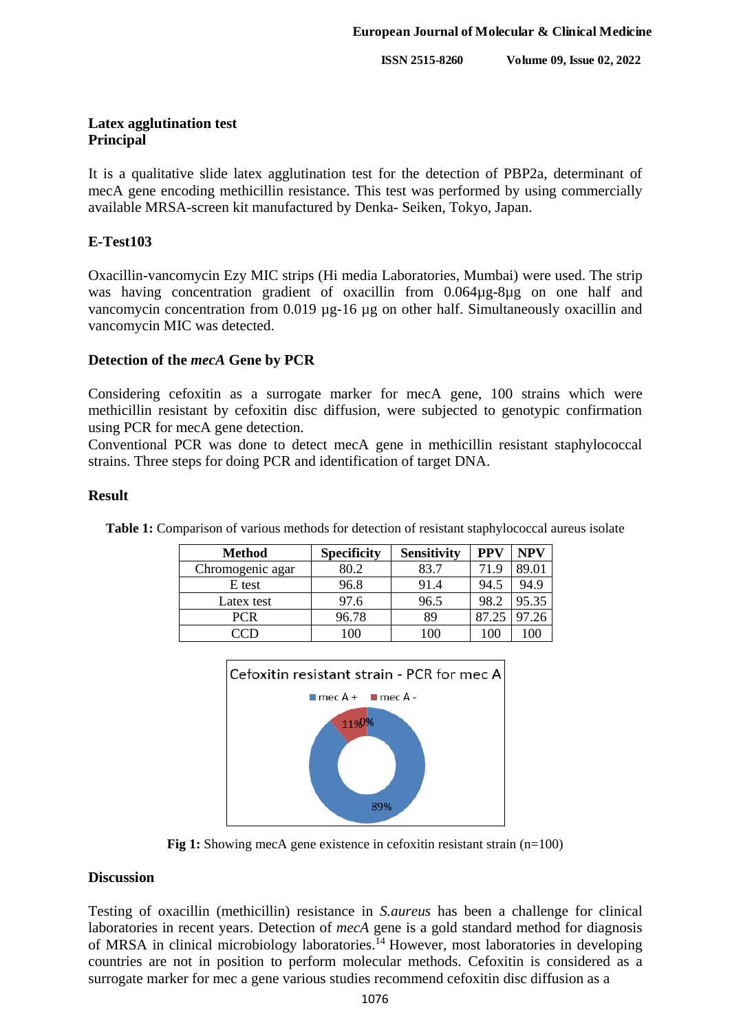**Latex agglutination test**
**Principal**

It is a qualitative slide latex agglutination test for the detection of PBP2a, determinant of mecA gene encoding methicillin resistance. This test was performed by using commercially available MRSA-screen kit manufactured by Denka- Seiken, Tokyo, Japan.

### E-Test103

Oxacillin-vancomycin Ezy MIC strips (Hi media Laboratories, Mumbai) were used. The strip was having concentration gradient of oxacillin from 0.064µg-8µg on one half and vancomycin concentration from 0.019 µg-16 µg on other half. Simultaneously oxacillin and vancomycin MIC was detected.

### Detection of the *mecA* Gene by PCR

Considering cefoxitin as a surrogate marker for mecA gene, 100 strains which were methicillin resistant by cefoxitin disc diffusion, were subjected to genotypic confirmation using PCR for mecA gene detection.
Conventional PCR was done to detect mecA gene in methicillin resistant staphylococcal strains. Three steps for doing PCR and identification of target DNA.

### Result

**Table 1:** Comparison of various methods for detection of resistant staphylococcal aureus isolate

| Method | Specificity | Sensitivity | PPV | NPV |
|---|---|---|---|---|
| Chromogenic agar | 80.2 | 83.7 | 71.9 | 89.01 |
| E test | 96.8 | 91.4 | 94.5 | 94.9 |
| Latex test | 97.6 | 96.5 | 98.2 | 95.35 |
| PCR | 96.78 | 89 | 87.25 | 97.26 |
| CCD | 100 | 100 | 100 | 100 |

**Fig 1:** Showing mecA gene existence in cefoxitin resistant strain (n=100)

### Discussion

Testing of oxacillin (methicillin) resistance in *S.aureus* has been a challenge for clinical laboratories in recent years. Detection of *mecA* gene is a gold standard method for diagnosis of MRSA in clinical microbiology laboratories.[14] However, most laboratories in developing countries are not in position to perform molecular methods. Cefoxitin is considered as a surrogate marker for mec a gene various studies recommend cefoxitin disc diffusion as a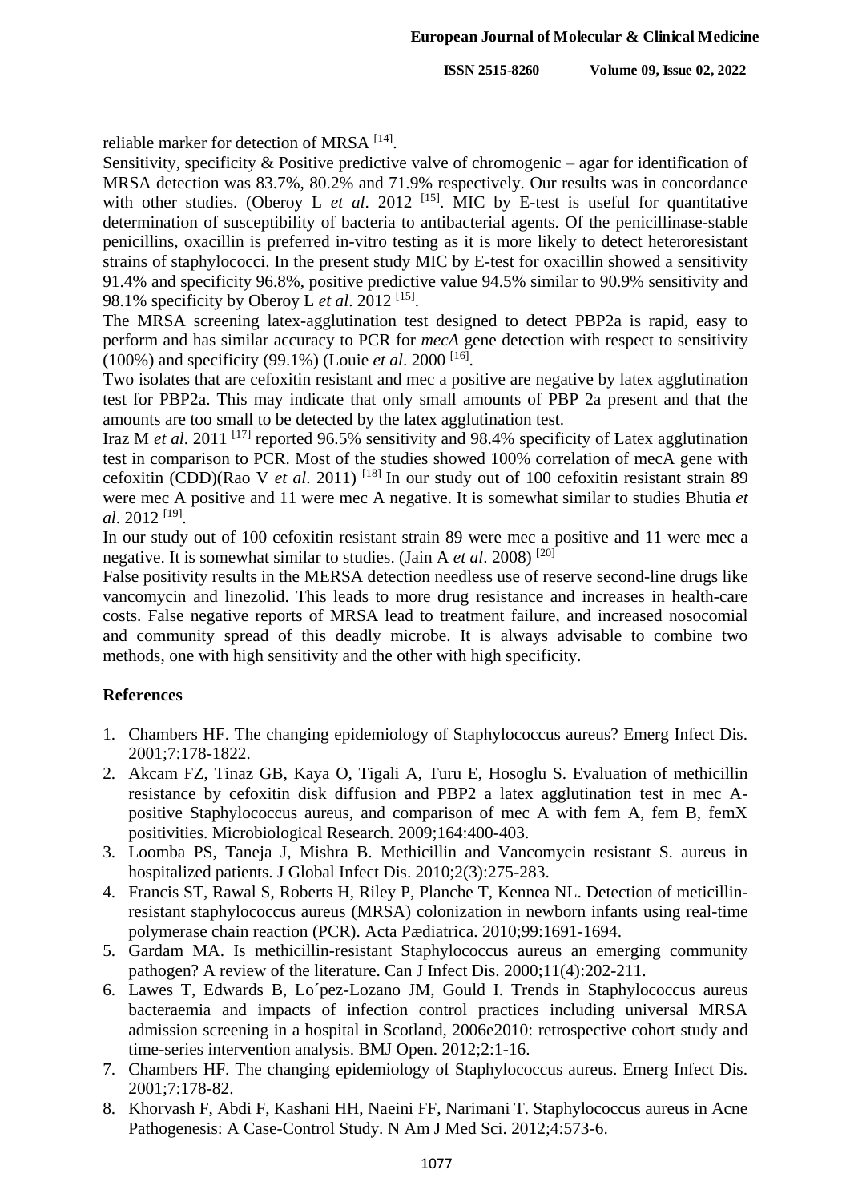reliable marker for detection of MRSA [14].

Sensitivity, specificity & Positive predictive valve of chromogenic – agar for identification of MRSA detection was 83.7%, 80.2% and 71.9% respectively. Our results was in concordance with other studies. (Oberoy L *et al*. 2012 [15]. MIC by E-test is useful for quantitative determination of susceptibility of bacteria to antibacterial agents. Of the penicillinase-stable penicillins, oxacillin is preferred in-vitro testing as it is more likely to detect heteroresistant strains of staphylococci. In the present study MIC by E-test for oxacillin showed a sensitivity 91.4% and specificity 96.8%, positive predictive value 94.5% similar to 90.9% sensitivity and 98.1% specificity by Oberoy L *et al*. 2012 [15].

The MRSA screening latex-agglutination test designed to detect PBP2a is rapid, easy to perform and has similar accuracy to PCR for *mecA* gene detection with respect to sensitivity (100%) and specificity (99.1%) (Louie *et al*. 2000 [16].

Two isolates that are cefoxitin resistant and mec a positive are negative by latex agglutination test for PBP2a. This may indicate that only small amounts of PBP 2a present and that the amounts are too small to be detected by the latex agglutination test.

Iraz M *et al*. 2011 [17] reported 96.5% sensitivity and 98.4% specificity of Latex agglutination test in comparison to PCR. Most of the studies showed 100% correlation of mecA gene with cefoxitin (CDD)(Rao V *et al*. 2011) [18] In our study out of 100 cefoxitin resistant strain 89 were mec A positive and 11 were mec A negative. It is somewhat similar to studies Bhutia *et al*. 2012 [19].

In our study out of 100 cefoxitin resistant strain 89 were mec a positive and 11 were mec a negative. It is somewhat similar to studies. (Jain A *et al*. 2008) [20]

False positivity results in the MERSA detection needless use of reserve second-line drugs like vancomycin and linezolid. This leads to more drug resistance and increases in health-care costs. False negative reports of MRSA lead to treatment failure, and increased nosocomial and community spread of this deadly microbe. It is always advisable to combine two methods, one with high sensitivity and the other with high specificity.

## References

1. Chambers HF. The changing epidemiology of Staphylococcus aureus? Emerg Infect Dis. 2001;7:178-1822.
2. Akcam FZ, Tinaz GB, Kaya O, Tigali A, Turu E, Hosoglu S. Evaluation of methicillin resistance by cefoxitin disk diffusion and PBP2 a latex agglutination test in mec A-positive Staphylococcus aureus, and comparison of mec A with fem A, fem B, femX positivities. Microbiological Research. 2009;164:400-403.
3. Loomba PS, Taneja J, Mishra B. Methicillin and Vancomycin resistant S. aureus in hospitalized patients. J Global Infect Dis. 2010;2(3):275-283.
4. Francis ST, Rawal S, Roberts H, Riley P, Planche T, Kennea NL. Detection of meticillin-resistant staphylococcus aureus (MRSA) colonization in newborn infants using real-time polymerase chain reaction (PCR). Acta Pædiatrica. 2010;99:1691-1694.
5. Gardam MA. Is methicillin-resistant Staphylococcus aureus an emerging community pathogen? A review of the literature. Can J Infect Dis. 2000;11(4):202-211.
6. Lawes T, Edwards B, Lo´pez-Lozano JM, Gould I. Trends in Staphylococcus aureus bacteraemia and impacts of infection control practices including universal MRSA admission screening in a hospital in Scotland, 2006e2010: retrospective cohort study and time-series intervention analysis. BMJ Open. 2012;2:1-16.
7. Chambers HF. The changing epidemiology of Staphylococcus aureus. Emerg Infect Dis. 2001;7:178-82.
8. Khorvash F, Abdi F, Kashani HH, Naeini FF, Narimani T. Staphylococcus aureus in Acne Pathogenesis: A Case-Control Study. N Am J Med Sci. 2012;4:573-6.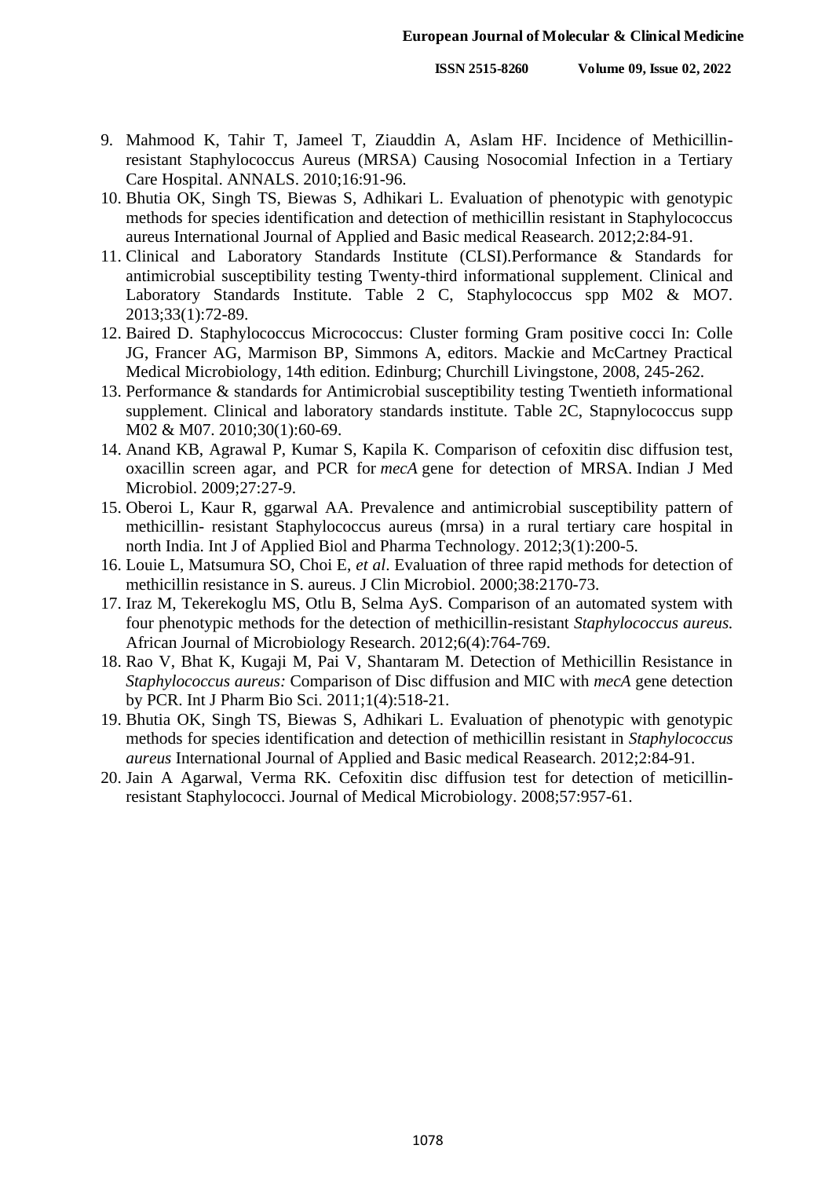9. Mahmood K, Tahir T, Jameel T, Ziauddin A, Aslam HF. Incidence of Methicillin-resistant Staphylococcus Aureus (MRSA) Causing Nosocomial Infection in a Tertiary Care Hospital. ANNALS. 2010;16:91-96.
10. Bhutia OK, Singh TS, Biewas S, Adhikari L. Evaluation of phenotypic with genotypic methods for species identification and detection of methicillin resistant in Staphylococcus aureus International Journal of Applied and Basic medical Reasearch. 2012;2:84-91.
11. Clinical and Laboratory Standards Institute (CLSI).Performance & Standards for antimicrobial susceptibility testing Twenty-third informational supplement. Clinical and Laboratory Standards Institute. Table 2 C, Staphylococcus spp M02 & MO7. 2013;33(1):72-89.
12. Baired D. Staphylococcus Micrococcus: Cluster forming Gram positive cocci In: Colle JG, Francer AG, Marmison BP, Simmons A, editors. Mackie and McCartney Practical Medical Microbiology, 14th edition. Edinburg; Churchill Livingstone, 2008, 245-262.
13. Performance & standards for Antimicrobial susceptibility testing Twentieth informational supplement. Clinical and laboratory standards institute. Table 2C, Stapnylococcus supp M02 & M07. 2010;30(1):60-69.
14. Anand KB, Agrawal P, Kumar S, Kapila K. Comparison of cefoxitin disc diffusion test, oxacillin screen agar, and PCR for *mecA* gene for detection of MRSA. Indian J Med Microbiol. 2009;27:27-9.
15. Oberoi L, Kaur R, ggarwal AA. Prevalence and antimicrobial susceptibility pattern of methicillin- resistant Staphylococcus aureus (mrsa) in a rural tertiary care hospital in north India. Int J of Applied Biol and Pharma Technology. 2012;3(1):200-5.
16. Louie L, Matsumura SO, Choi E, *et al*. Evaluation of three rapid methods for detection of methicillin resistance in S. aureus. J Clin Microbiol. 2000;38:2170-73.
17. Iraz M, Tekerekoglu MS, Otlu B, Selma AyS. Comparison of an automated system with four phenotypic methods for the detection of methicillin-resistant *Staphylococcus aureus.* African Journal of Microbiology Research. 2012;6(4):764-769.
18. Rao V, Bhat K, Kugaji M, Pai V, Shantaram M. Detection of Methicillin Resistance in *Staphylococcus aureus:* Comparison of Disc diffusion and MIC with *mecA* gene detection by PCR. Int J Pharm Bio Sci. 2011;1(4):518-21.
19. Bhutia OK, Singh TS, Biewas S, Adhikari L. Evaluation of phenotypic with genotypic methods for species identification and detection of methicillin resistant in *Staphylococcus aureus* International Journal of Applied and Basic medical Reasearch. 2012;2:84-91.
20. Jain A Agarwal, Verma RK. Cefoxitin disc diffusion test for detection of meticillin-resistant Staphylococci. Journal of Medical Microbiology. 2008;57:957-61.